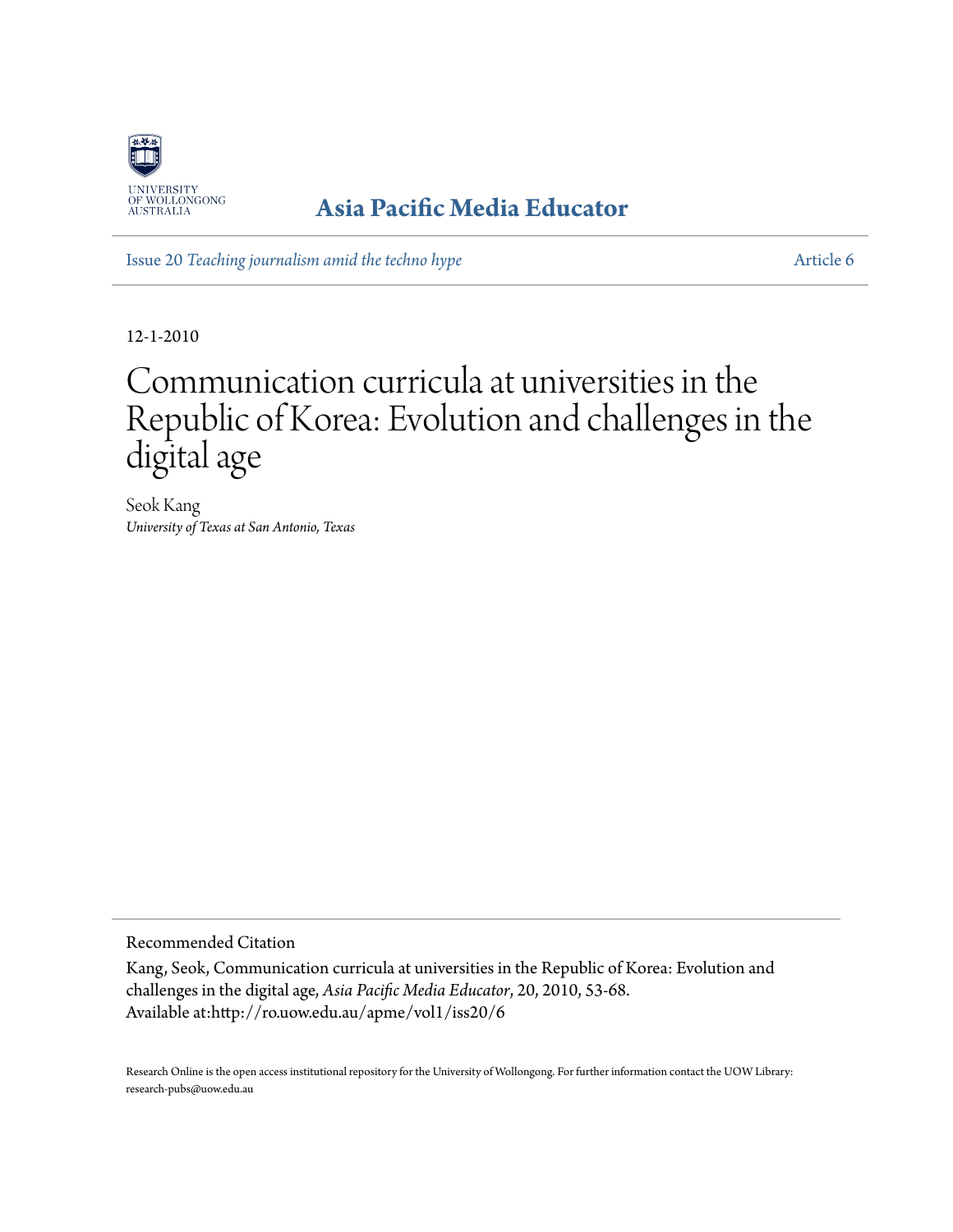UNIVERSITY OF WOLLONGONG AUSTRALIA

**Asia Pacific Media Educator**

Issue 20 *Teaching journalism amid the techno hype* Article 6

12-1-2010

# Communication curricula at universities in the Republic of Korea: Evolution and challenges in the digital age

Seok Kang
*University of Texas at San Antonio, Texas*

Recommended Citation

Kang, Seok, Communication curricula at universities in the Republic of Korea: Evolution and challenges in the digital age, *Asia Pacific Media Educator*, 20, 2010, 53-68.
Available at:http://ro.uow.edu.au/apme/vol1/iss20/6

Research Online is the open access institutional repository for the University of Wollongong. For further information contact the UOW Library: research-pubs@uow.edu.au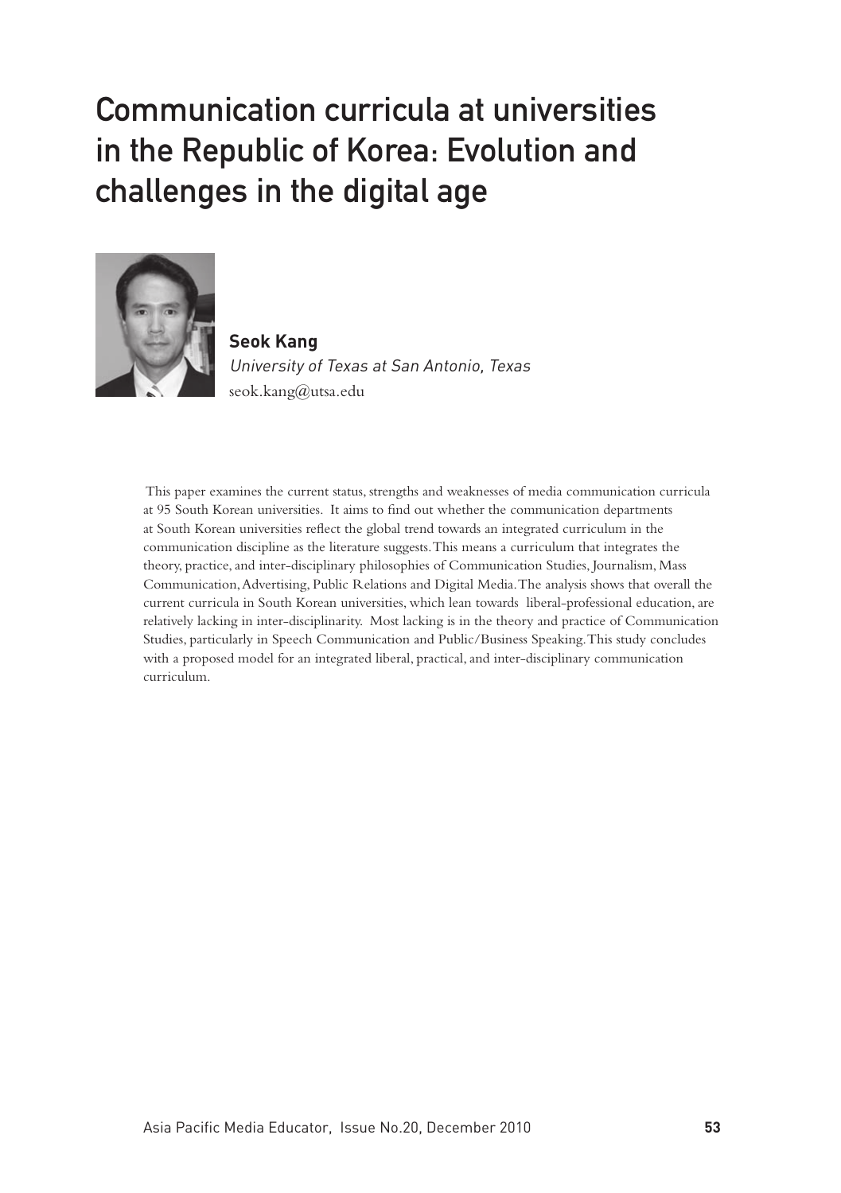# Communication curricula at universities in the Republic of Korea: Evolution and challenges in the digital age

**Seok Kang**
*University of Texas at San Antonio, Texas*
seok.kang@utsa.edu

This paper examines the current status, strengths and weaknesses of media communication curricula at 95 South Korean universities. It aims to find out whether the communication departments at South Korean universities reflect the global trend towards an integrated curriculum in the communication discipline as the literature suggests. This means a curriculum that integrates the theory, practice, and inter-disciplinary philosophies of Communication Studies, Journalism, Mass Communication, Advertising, Public Relations and Digital Media. The analysis shows that overall the current curricula in South Korean universities, which lean towards liberal-professional education, are relatively lacking in inter-disciplinarity. Most lacking is in the theory and practice of Communication Studies, particularly in Speech Communication and Public/Business Speaking. This study concludes with a proposed model for an integrated liberal, practical, and inter-disciplinary communication curriculum.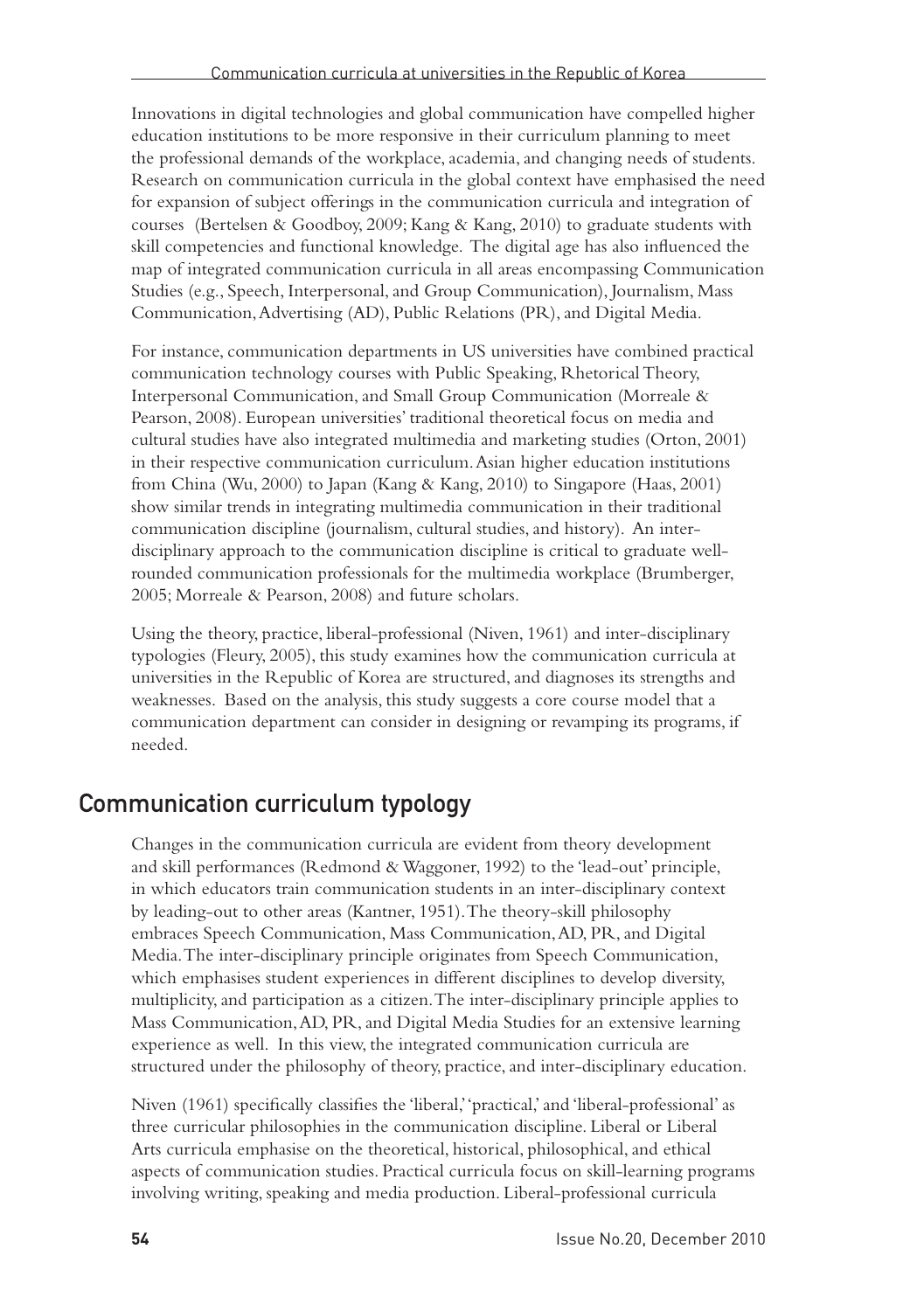Innovations in digital technologies and global communication have compelled higher education institutions to be more responsive in their curriculum planning to meet the professional demands of the workplace, academia, and changing needs of students. Research on communication curricula in the global context have emphasised the need for expansion of subject offerings in the communication curricula and integration of courses (Bertelsen & Goodboy, 2009; Kang & Kang, 2010) to graduate students with skill competencies and functional knowledge. The digital age has also influenced the map of integrated communication curricula in all areas encompassing Communication Studies (e.g., Speech, Interpersonal, and Group Communication), Journalism, Mass Communication, Advertising (AD), Public Relations (PR), and Digital Media.

For instance, communication departments in US universities have combined practical communication technology courses with Public Speaking, Rhetorical Theory, Interpersonal Communication, and Small Group Communication (Morreale & Pearson, 2008). European universities' traditional theoretical focus on media and cultural studies have also integrated multimedia and marketing studies (Orton, 2001) in their respective communication curriculum. Asian higher education institutions from China (Wu, 2000) to Japan (Kang & Kang, 2010) to Singapore (Haas, 2001) show similar trends in integrating multimedia communication in their traditional communication discipline (journalism, cultural studies, and history). An inter-disciplinary approach to the communication discipline is critical to graduate well-rounded communication professionals for the multimedia workplace (Brumberger, 2005; Morreale & Pearson, 2008) and future scholars.

Using the theory, practice, liberal-professional (Niven, 1961) and inter-disciplinary typologies (Fleury, 2005), this study examines how the communication curricula at universities in the Republic of Korea are structured, and diagnoses its strengths and weaknesses. Based on the analysis, this study suggests a core course model that a communication department can consider in designing or revamping its programs, if needed.

## Communication curriculum typology

Changes in the communication curricula are evident from theory development and skill performances (Redmond & Waggoner, 1992) to the 'lead-out' principle, in which educators train communication students in an inter-disciplinary context by leading-out to other areas (Kantner, 1951). The theory-skill philosophy embraces Speech Communication, Mass Communication, AD, PR, and Digital Media. The inter-disciplinary principle originates from Speech Communication, which emphasises student experiences in different disciplines to develop diversity, multiplicity, and participation as a citizen. The inter-disciplinary principle applies to Mass Communication, AD, PR, and Digital Media Studies for an extensive learning experience as well. In this view, the integrated communication curricula are structured under the philosophy of theory, practice, and inter-disciplinary education.

Niven (1961) specifically classifies the 'liberal,' 'practical,' and 'liberal-professional' as three curricular philosophies in the communication discipline. Liberal or Liberal Arts curricula emphasise on the theoretical, historical, philosophical, and ethical aspects of communication studies. Practical curricula focus on skill-learning programs involving writing, speaking and media production. Liberal-professional curricula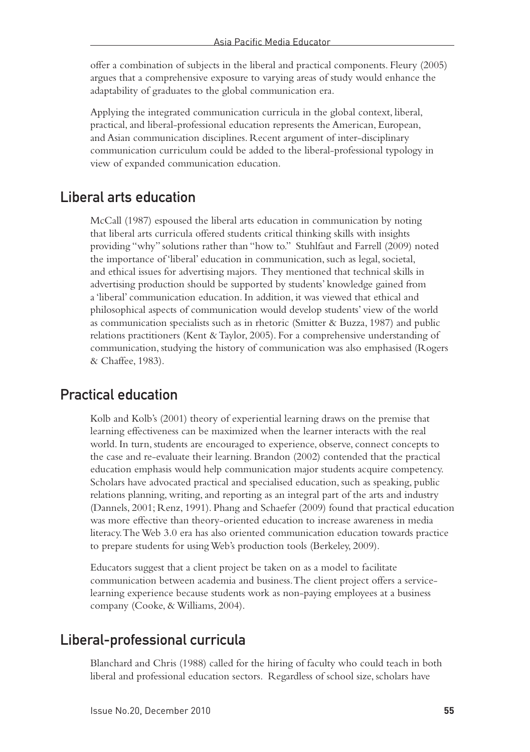offer a combination of subjects in the liberal and practical components. Fleury (2005) argues that a comprehensive exposure to varying areas of study would enhance the adaptability of graduates to the global communication era.

Applying the integrated communication curricula in the global context, liberal, practical, and liberal-professional education represents the American, European, and Asian communication disciplines. Recent argument of inter-disciplinary communication curriculum could be added to the liberal-professional typology in view of expanded communication education.

## Liberal arts education

McCall (1987) espoused the liberal arts education in communication by noting that liberal arts curricula offered students critical thinking skills with insights providing "why" solutions rather than "how to." Stuhlfaut and Farrell (2009) noted the importance of 'liberal' education in communication, such as legal, societal, and ethical issues for advertising majors. They mentioned that technical skills in advertising production should be supported by students' knowledge gained from a 'liberal' communication education. In addition, it was viewed that ethical and philosophical aspects of communication would develop students' view of the world as communication specialists such as in rhetoric (Smitter & Buzza, 1987) and public relations practitioners (Kent & Taylor, 2005). For a comprehensive understanding of communication, studying the history of communication was also emphasised (Rogers & Chaffee, 1983).

## Practical education

Kolb and Kolb's (2001) theory of experiential learning draws on the premise that learning effectiveness can be maximized when the learner interacts with the real world. In turn, students are encouraged to experience, observe, connect concepts to the case and re-evaluate their learning. Brandon (2002) contended that the practical education emphasis would help communication major students acquire competency. Scholars have advocated practical and specialised education, such as speaking, public relations planning, writing, and reporting as an integral part of the arts and industry (Dannels, 2001; Renz, 1991). Phang and Schaefer (2009) found that practical education was more effective than theory-oriented education to increase awareness in media literacy. The Web 3.0 era has also oriented communication education towards practice to prepare students for using Web's production tools (Berkeley, 2009).

Educators suggest that a client project be taken on as a model to facilitate communication between academia and business. The client project offers a service-learning experience because students work as non-paying employees at a business company (Cooke, & Williams, 2004).

## Liberal-professional curricula

Blanchard and Chris (1988) called for the hiring of faculty who could teach in both liberal and professional education sectors. Regardless of school size, scholars have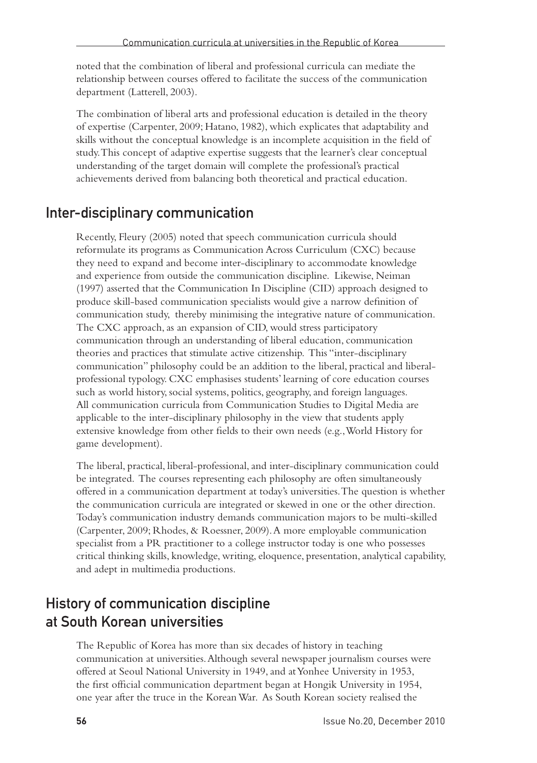noted that the combination of liberal and professional curricula can mediate the relationship between courses offered to facilitate the success of the communication department (Latterell, 2003).

The combination of liberal arts and professional education is detailed in the theory of expertise (Carpenter, 2009; Hatano, 1982), which explicates that adaptability and skills without the conceptual knowledge is an incomplete acquisition in the field of study. This concept of adaptive expertise suggests that the learner's clear conceptual understanding of the target domain will complete the professional's practical achievements derived from balancing both theoretical and practical education.

## Inter-disciplinary communication

Recently, Fleury (2005) noted that speech communication curricula should reformulate its programs as Communication Across Curriculum (CXC) because they need to expand and become inter-disciplinary to accommodate knowledge and experience from outside the communication discipline. Likewise, Neiman (1997) asserted that the Communication In Discipline (CID) approach designed to produce skill-based communication specialists would give a narrow definition of communication study, thereby minimising the integrative nature of communication. The CXC approach, as an expansion of CID, would stress participatory communication through an understanding of liberal education, communication theories and practices that stimulate active citizenship. This "inter-disciplinary communication" philosophy could be an addition to the liberal, practical and liberal-professional typology. CXC emphasises students' learning of core education courses such as world history, social systems, politics, geography, and foreign languages. All communication curricula from Communication Studies to Digital Media are applicable to the inter-disciplinary philosophy in the view that students apply extensive knowledge from other fields to their own needs (e.g., World History for game development).

The liberal, practical, liberal-professional, and inter-disciplinary communication could be integrated. The courses representing each philosophy are often simultaneously offered in a communication department at today's universities. The question is whether the communication curricula are integrated or skewed in one or the other direction. Today's communication industry demands communication majors to be multi-skilled (Carpenter, 2009; Rhodes, & Roessner, 2009). A more employable communication specialist from a PR practitioner to a college instructor today is one who possesses critical thinking skills, knowledge, writing, eloquence, presentation, analytical capability, and adept in multimedia productions.

## History of communication discipline at South Korean universities

The Republic of Korea has more than six decades of history in teaching communication at universities. Although several newspaper journalism courses were offered at Seoul National University in 1949, and at Yonhee University in 1953, the first official communication department began at Hongik University in 1954, one year after the truce in the Korean War. As South Korean society realised the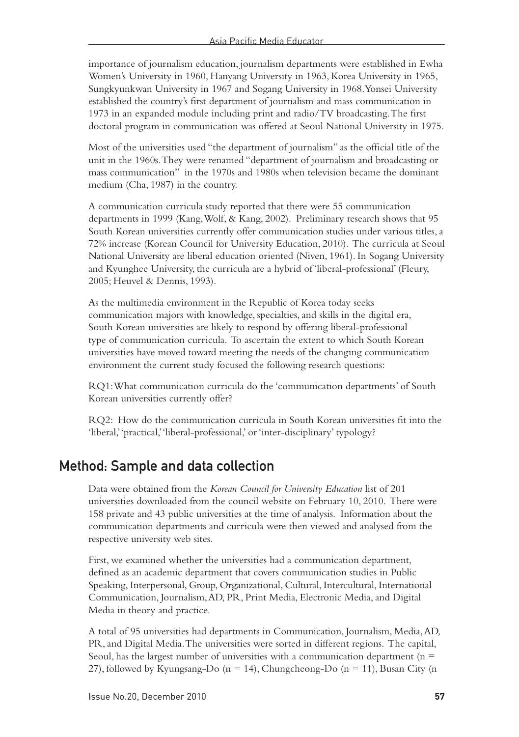importance of journalism education, journalism departments were established in Ewha Women's University in 1960, Hanyang University in 1963, Korea University in 1965, Sungkyunkwan University in 1967 and Sogang University in 1968. Yonsei University established the country's first department of journalism and mass communication in 1973 in an expanded module including print and radio/TV broadcasting. The first doctoral program in communication was offered at Seoul National University in 1975.

Most of the universities used "the department of journalism" as the official title of the unit in the 1960s. They were renamed "department of journalism and broadcasting or mass communication" in the 1970s and 1980s when television became the dominant medium (Cha, 1987) in the country.

A communication curricula study reported that there were 55 communication departments in 1999 (Kang, Wolf, & Kang, 2002). Preliminary research shows that 95 South Korean universities currently offer communication studies under various titles, a 72% increase (Korean Council for University Education, 2010). The curricula at Seoul National University are liberal education oriented (Niven, 1961). In Sogang University and Kyunghee University, the curricula are a hybrid of 'liberal-professional' (Fleury, 2005; Heuvel & Dennis, 1993).

As the multimedia environment in the Republic of Korea today seeks communication majors with knowledge, specialties, and skills in the digital era, South Korean universities are likely to respond by offering liberal-professional type of communication curricula. To ascertain the extent to which South Korean universities have moved toward meeting the needs of the changing communication environment the current study focused the following research questions:

RQ1: What communication curricula do the 'communication departments' of South Korean universities currently offer?

RQ2: How do the communication curricula in South Korean universities fit into the 'liberal,' 'practical,' 'liberal-professional,' or 'inter-disciplinary' typology?

## Method: Sample and data collection

Data were obtained from the *Korean Council for University Education* list of 201 universities downloaded from the council website on February 10, 2010. There were 158 private and 43 public universities at the time of analysis. Information about the communication departments and curricula were then viewed and analysed from the respective university web sites.

First, we examined whether the universities had a communication department, defined as an academic department that covers communication studies in Public Speaking, Interpersonal, Group, Organizational, Cultural, Intercultural, International Communication, Journalism, AD, PR, Print Media, Electronic Media, and Digital Media in theory and practice.

A total of 95 universities had departments in Communication, Journalism, Media, AD, PR, and Digital Media. The universities were sorted in different regions. The capital, Seoul, has the largest number of universities with a communication department (n = 27), followed by Kyungsang-Do (n = 14), Chungcheong-Do (n = 11), Busan City (n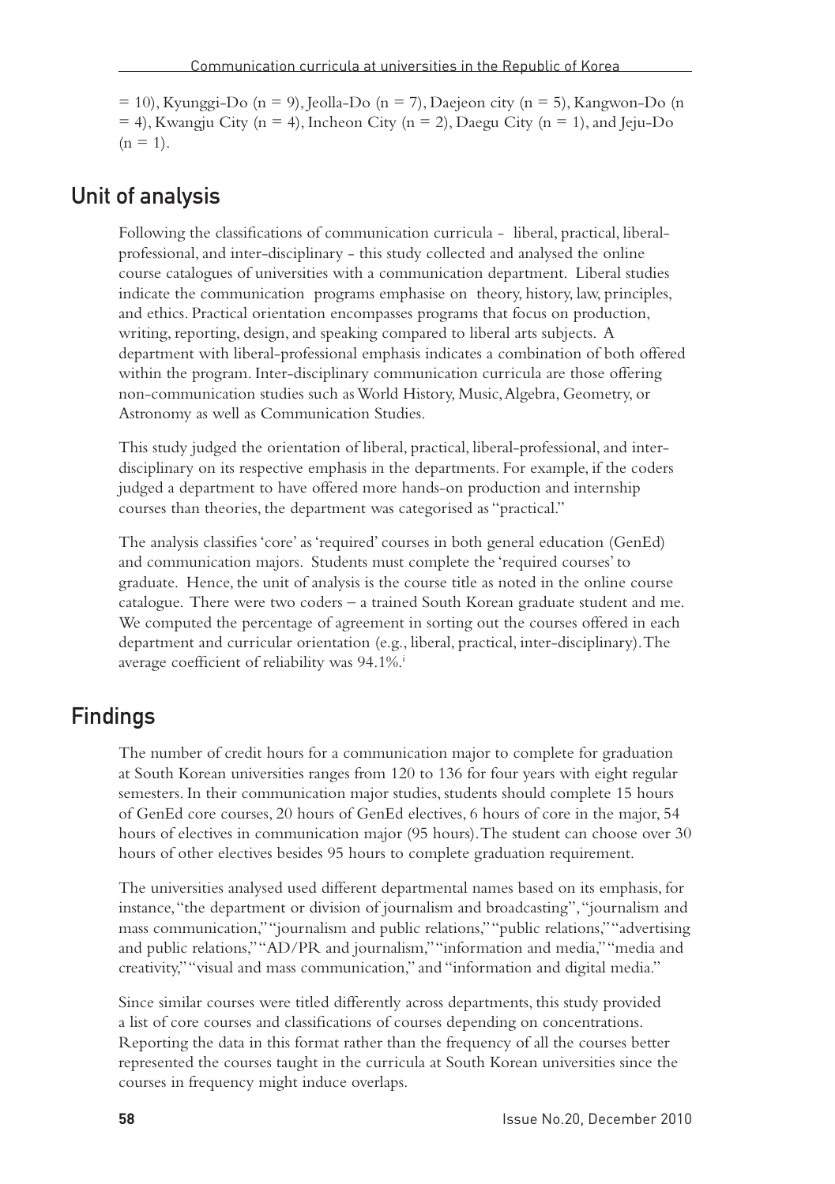= 10), Kyunggi-Do (n = 9), Jeolla-Do (n = 7), Daejeon city (n = 5), Kangwon-Do (n = 4), Kwangju City (n = 4), Incheon City (n = 2), Daegu City (n = 1), and Jeju-Do (n = 1).

## Unit of analysis

Following the classifications of communication curricula - liberal, practical, liberal-professional, and inter-disciplinary - this study collected and analysed the online course catalogues of universities with a communication department. Liberal studies indicate the communication programs emphasise on theory, history, law, principles, and ethics. Practical orientation encompasses programs that focus on production, writing, reporting, design, and speaking compared to liberal arts subjects. A department with liberal-professional emphasis indicates a combination of both offered within the program. Inter-disciplinary communication curricula are those offering non-communication studies such as World History, Music, Algebra, Geometry, or Astronomy as well as Communication Studies.

This study judged the orientation of liberal, practical, liberal-professional, and inter-disciplinary on its respective emphasis in the departments. For example, if the coders judged a department to have offered more hands-on production and internship courses than theories, the department was categorised as "practical."

The analysis classifies 'core' as 'required' courses in both general education (GenEd) and communication majors. Students must complete the 'required courses' to graduate. Hence, the unit of analysis is the course title as noted in the online course catalogue. There were two coders – a trained South Korean graduate student and me. We computed the percentage of agreement in sorting out the courses offered in each department and curricular orientation (e.g., liberal, practical, inter-disciplinary). The average coefficient of reliability was 94.1%.[i]

## Findings

The number of credit hours for a communication major to complete for graduation at South Korean universities ranges from 120 to 136 for four years with eight regular semesters. In their communication major studies, students should complete 15 hours of GenEd core courses, 20 hours of GenEd electives, 6 hours of core in the major, 54 hours of electives in communication major (95 hours). The student can choose over 30 hours of other electives besides 95 hours to complete graduation requirement.

The universities analysed used different departmental names based on its emphasis, for instance, "the department or division of journalism and broadcasting", "journalism and mass communication," "journalism and public relations," "public relations," "advertising and public relations," "AD/PR and journalism," "information and media," "media and creativity," "visual and mass communication," and "information and digital media."

Since similar courses were titled differently across departments, this study provided a list of core courses and classifications of courses depending on concentrations. Reporting the data in this format rather than the frequency of all the courses better represented the courses taught in the curricula at South Korean universities since the courses in frequency might induce overlaps.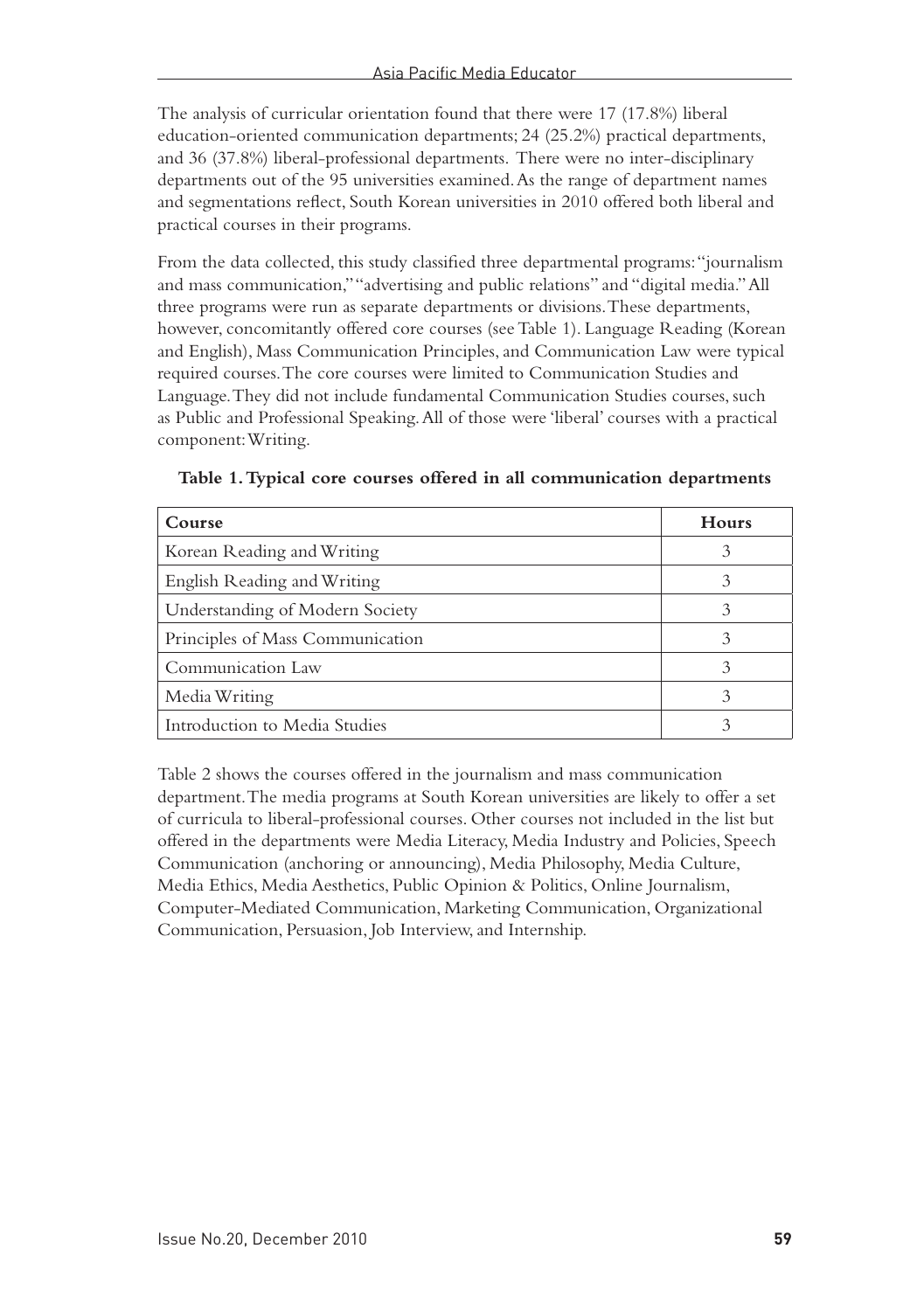The analysis of curricular orientation found that there were 17 (17.8%) liberal education-oriented communication departments; 24 (25.2%) practical departments, and 36 (37.8%) liberal-professional departments. There were no inter-disciplinary departments out of the 95 universities examined. As the range of department names and segmentations reflect, South Korean universities in 2010 offered both liberal and practical courses in their programs.

From the data collected, this study classified three departmental programs: "journalism and mass communication," "advertising and public relations" and "digital media." All three programs were run as separate departments or divisions. These departments, however, concomitantly offered core courses (see Table 1). Language Reading (Korean and English), Mass Communication Principles, and Communication Law were typical required courses. The core courses were limited to Communication Studies and Language. They did not include fundamental Communication Studies courses, such as Public and Professional Speaking. All of those were 'liberal' courses with a practical component: Writing.

**Table 1. Typical core courses offered in all communication departments**

| Course | Hours |
|---|---|
| Korean Reading and Writing | 3 |
| English Reading and Writing | 3 |
| Understanding of Modern Society | 3 |
| Principles of Mass Communication | 3 |
| Communication Law | 3 |
| Media Writing | 3 |
| Introduction to Media Studies | 3 |

Table 2 shows the courses offered in the journalism and mass communication department. The media programs at South Korean universities are likely to offer a set of curricula to liberal-professional courses. Other courses not included in the list but offered in the departments were Media Literacy, Media Industry and Policies, Speech Communication (anchoring or announcing), Media Philosophy, Media Culture, Media Ethics, Media Aesthetics, Public Opinion & Politics, Online Journalism, Computer-Mediated Communication, Marketing Communication, Organizational Communication, Persuasion, Job Interview, and Internship.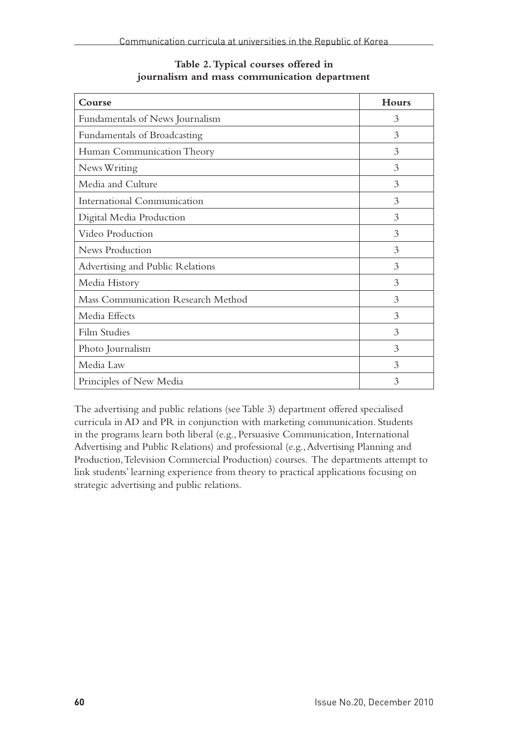**Table 2. Typical courses offered in journalism and mass communication department**

| Course | Hours |
|---|---|
| Fundamentals of News Journalism | 3 |
| Fundamentals of Broadcasting | 3 |
| Human Communication Theory | 3 |
| News Writing | 3 |
| Media and Culture | 3 |
| International Communication | 3 |
| Digital Media Production | 3 |
| Video Production | 3 |
| News Production | 3 |
| Advertising and Public Relations | 3 |
| Media History | 3 |
| Mass Communication Research Method | 3 |
| Media Effects | 3 |
| Film Studies | 3 |
| Photo Journalism | 3 |
| Media Law | 3 |
| Principles of New Media | 3 |

The advertising and public relations (see Table 3) department offered specialised curricula in AD and PR in conjunction with marketing communication. Students in the programs learn both liberal (e.g., Persuasive Communication, International Advertising and Public Relations) and professional (e.g., Advertising Planning and Production, Television Commercial Production) courses. The departments attempt to link students' learning experience from theory to practical applications focusing on strategic advertising and public relations.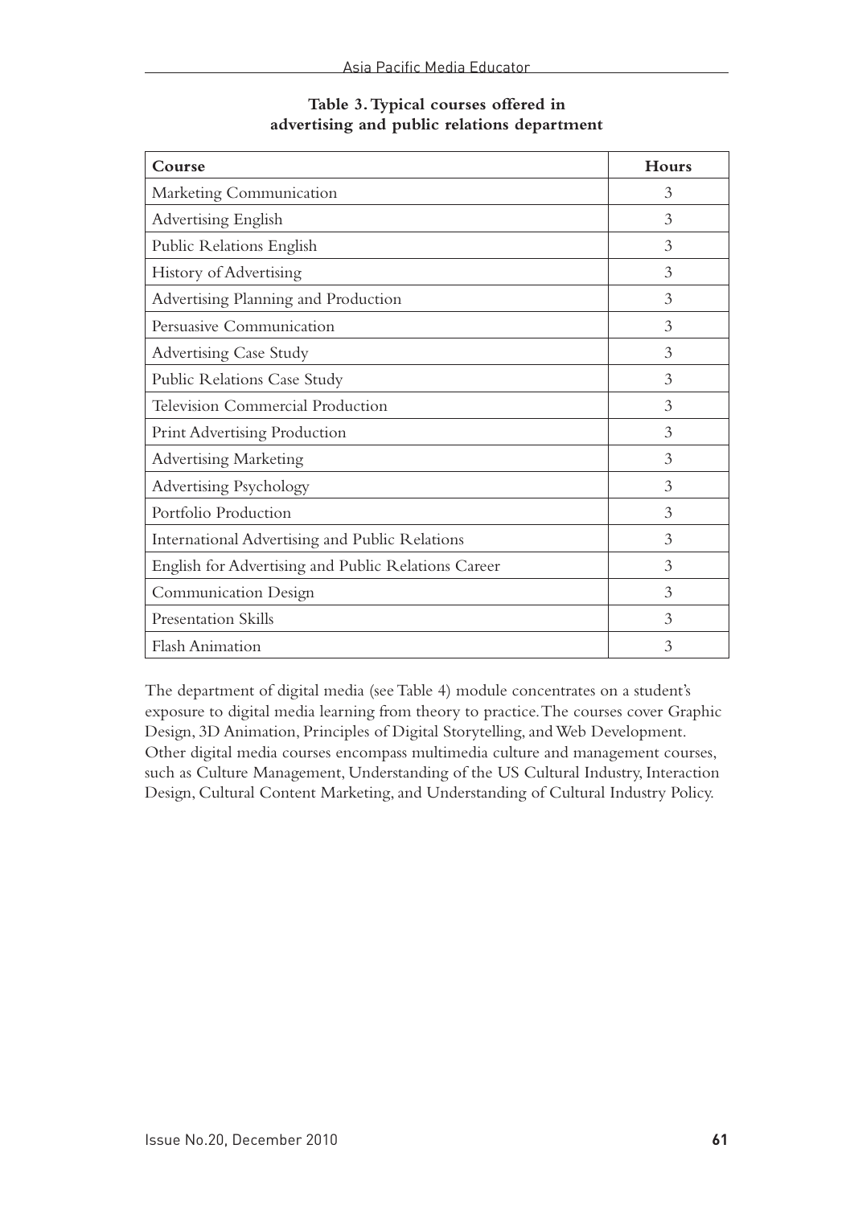**Table 3. Typical courses offered in advertising and public relations department**

| Course | Hours |
|---|---|
| Marketing Communication | 3 |
| Advertising English | 3 |
| Public Relations English | 3 |
| History of Advertising | 3 |
| Advertising Planning and Production | 3 |
| Persuasive Communication | 3 |
| Advertising Case Study | 3 |
| Public Relations Case Study | 3 |
| Television Commercial Production | 3 |
| Print Advertising Production | 3 |
| Advertising Marketing | 3 |
| Advertising Psychology | 3 |
| Portfolio Production | 3 |
| International Advertising and Public Relations | 3 |
| English for Advertising and Public Relations Career | 3 |
| Communication Design | 3 |
| Presentation Skills | 3 |
| Flash Animation | 3 |

The department of digital media (see Table 4) module concentrates on a student's exposure to digital media learning from theory to practice. The courses cover Graphic Design, 3D Animation, Principles of Digital Storytelling, and Web Development. Other digital media courses encompass multimedia culture and management courses, such as Culture Management, Understanding of the US Cultural Industry, Interaction Design, Cultural Content Marketing, and Understanding of Cultural Industry Policy.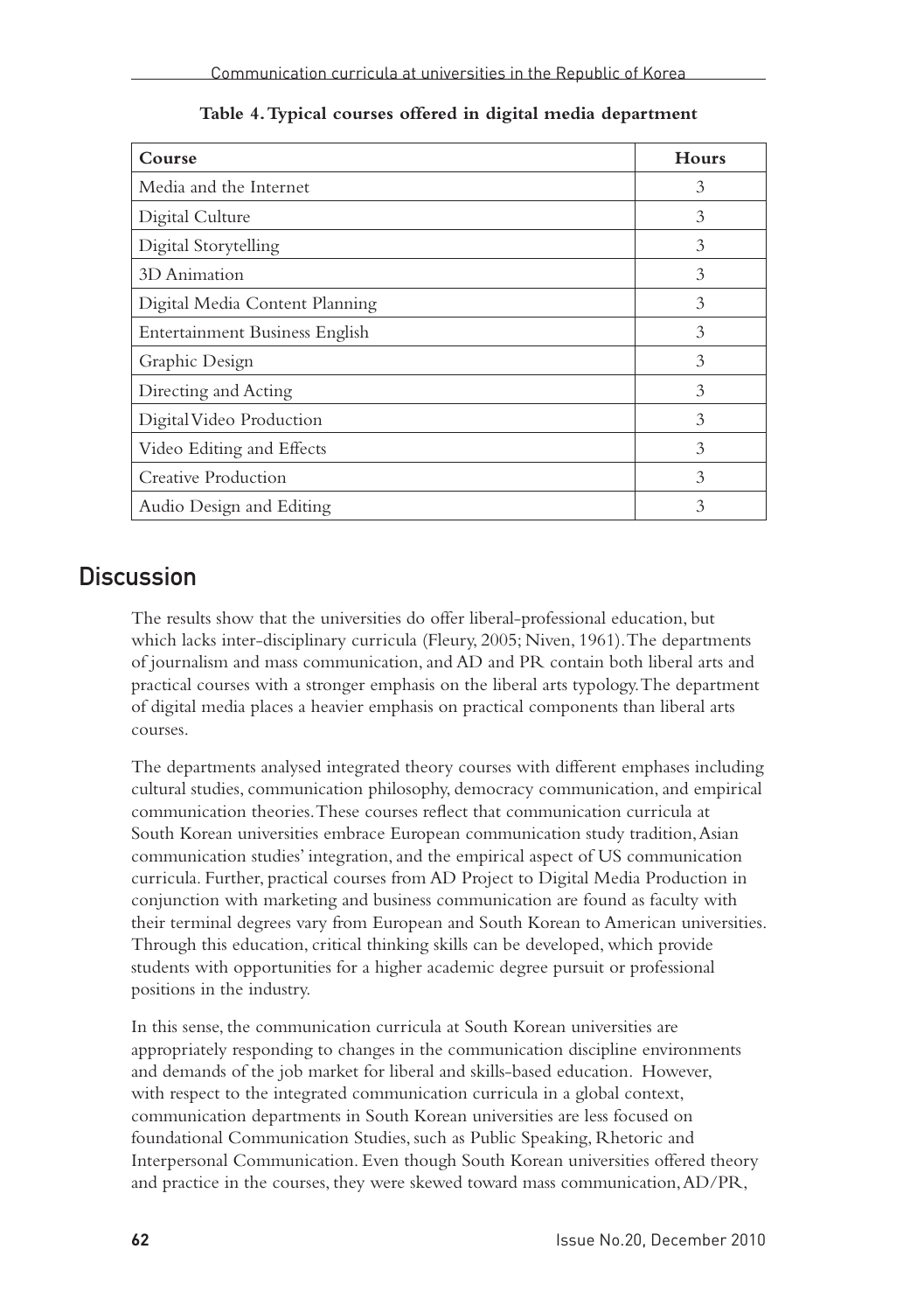**Table 4. Typical courses offered in digital media department**

| Course | Hours |
|---|---|
| Media and the Internet | 3 |
| Digital Culture | 3 |
| Digital Storytelling | 3 |
| 3D Animation | 3 |
| Digital Media Content Planning | 3 |
| Entertainment Business English | 3 |
| Graphic Design | 3 |
| Directing and Acting | 3 |
| Digital Video Production | 3 |
| Video Editing and Effects | 3 |
| Creative Production | 3 |
| Audio Design and Editing | 3 |

## Discussion

The results show that the universities do offer liberal-professional education, but which lacks inter-disciplinary curricula (Fleury, 2005; Niven, 1961). The departments of journalism and mass communication, and AD and PR contain both liberal arts and practical courses with a stronger emphasis on the liberal arts typology. The department of digital media places a heavier emphasis on practical components than liberal arts courses.

The departments analysed integrated theory courses with different emphases including cultural studies, communication philosophy, democracy communication, and empirical communication theories. These courses reflect that communication curricula at South Korean universities embrace European communication study tradition, Asian communication studies' integration, and the empirical aspect of US communication curricula. Further, practical courses from AD Project to Digital Media Production in conjunction with marketing and business communication are found as faculty with their terminal degrees vary from European and South Korean to American universities. Through this education, critical thinking skills can be developed, which provide students with opportunities for a higher academic degree pursuit or professional positions in the industry.

In this sense, the communication curricula at South Korean universities are appropriately responding to changes in the communication discipline environments and demands of the job market for liberal and skills-based education. However, with respect to the integrated communication curricula in a global context, communication departments in South Korean universities are less focused on foundational Communication Studies, such as Public Speaking, Rhetoric and Interpersonal Communication. Even though South Korean universities offered theory and practice in the courses, they were skewed toward mass communication, AD/PR,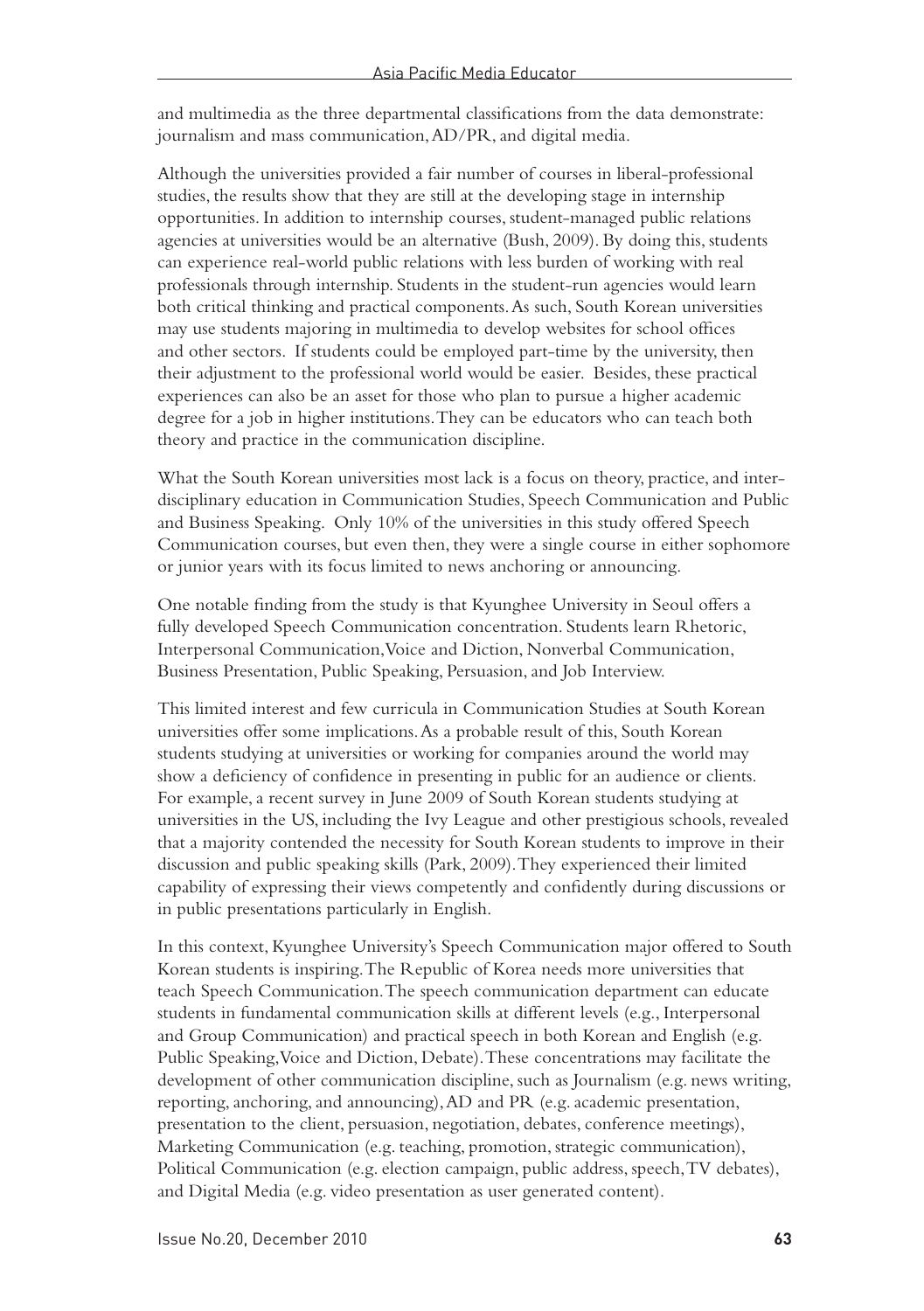and multimedia as the three departmental classifications from the data demonstrate: journalism and mass communication, AD/PR, and digital media.

Although the universities provided a fair number of courses in liberal-professional studies, the results show that they are still at the developing stage in internship opportunities. In addition to internship courses, student-managed public relations agencies at universities would be an alternative (Bush, 2009). By doing this, students can experience real-world public relations with less burden of working with real professionals through internship. Students in the student-run agencies would learn both critical thinking and practical components. As such, South Korean universities may use students majoring in multimedia to develop websites for school offices and other sectors. If students could be employed part-time by the university, then their adjustment to the professional world would be easier. Besides, these practical experiences can also be an asset for those who plan to pursue a higher academic degree for a job in higher institutions. They can be educators who can teach both theory and practice in the communication discipline.

What the South Korean universities most lack is a focus on theory, practice, and inter-disciplinary education in Communication Studies, Speech Communication and Public and Business Speaking. Only 10% of the universities in this study offered Speech Communication courses, but even then, they were a single course in either sophomore or junior years with its focus limited to news anchoring or announcing.

One notable finding from the study is that Kyunghee University in Seoul offers a fully developed Speech Communication concentration. Students learn Rhetoric, Interpersonal Communication, Voice and Diction, Nonverbal Communication, Business Presentation, Public Speaking, Persuasion, and Job Interview.

This limited interest and few curricula in Communication Studies at South Korean universities offer some implications. As a probable result of this, South Korean students studying at universities or working for companies around the world may show a deficiency of confidence in presenting in public for an audience or clients. For example, a recent survey in June 2009 of South Korean students studying at universities in the US, including the Ivy League and other prestigious schools, revealed that a majority contended the necessity for South Korean students to improve in their discussion and public speaking skills (Park, 2009). They experienced their limited capability of expressing their views competently and confidently during discussions or in public presentations particularly in English.

In this context, Kyunghee University's Speech Communication major offered to South Korean students is inspiring. The Republic of Korea needs more universities that teach Speech Communication. The speech communication department can educate students in fundamental communication skills at different levels (e.g., Interpersonal and Group Communication) and practical speech in both Korean and English (e.g. Public Speaking, Voice and Diction, Debate). These concentrations may facilitate the development of other communication discipline, such as Journalism (e.g. news writing, reporting, anchoring, and announcing), AD and PR (e.g. academic presentation, presentation to the client, persuasion, negotiation, debates, conference meetings), Marketing Communication (e.g. teaching, promotion, strategic communication), Political Communication (e.g. election campaign, public address, speech, TV debates), and Digital Media (e.g. video presentation as user generated content).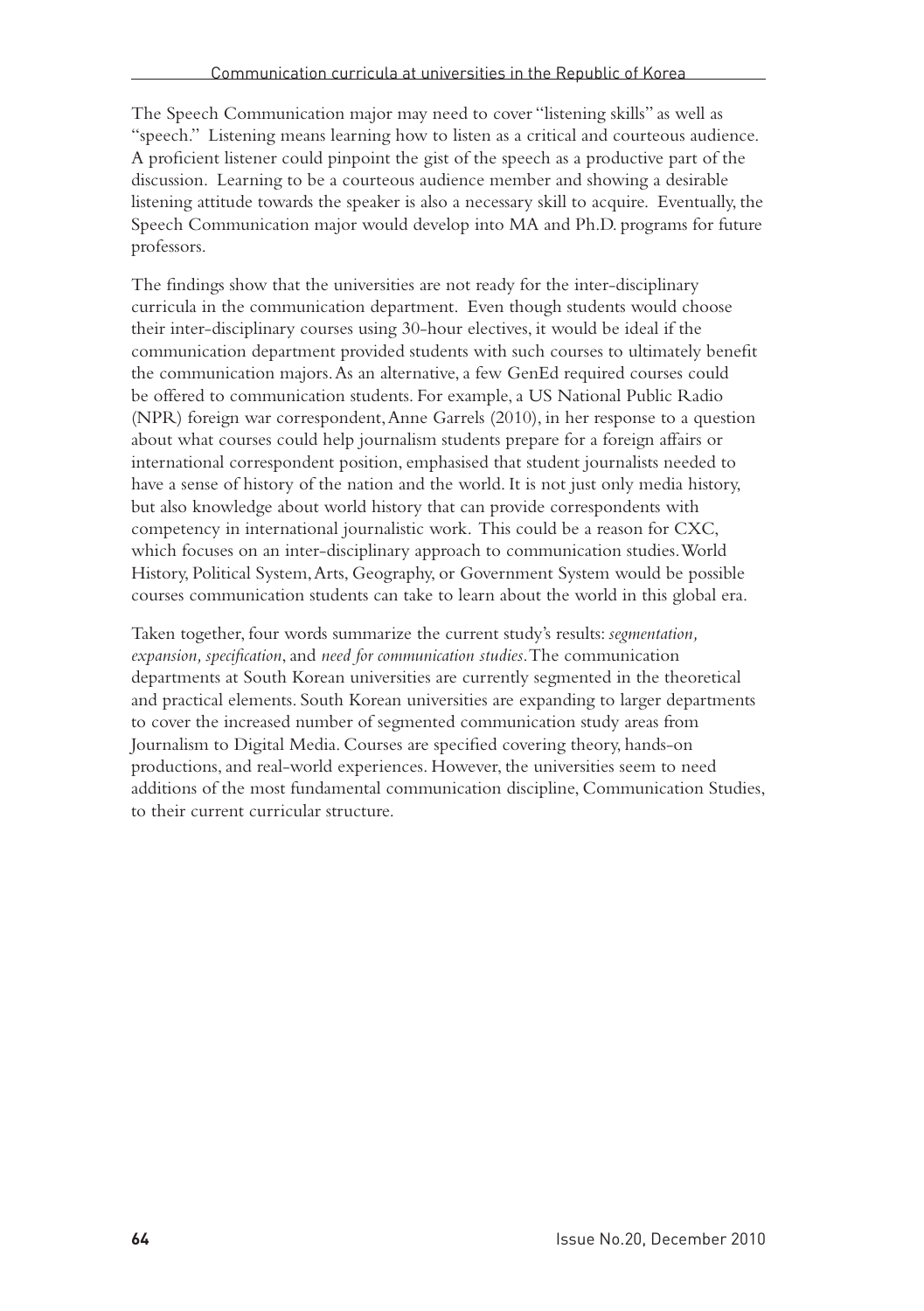The Speech Communication major may need to cover "listening skills" as well as "speech." Listening means learning how to listen as a critical and courteous audience. A proficient listener could pinpoint the gist of the speech as a productive part of the discussion. Learning to be a courteous audience member and showing a desirable listening attitude towards the speaker is also a necessary skill to acquire. Eventually, the Speech Communication major would develop into MA and Ph.D. programs for future professors.

The findings show that the universities are not ready for the inter-disciplinary curricula in the communication department. Even though students would choose their inter-disciplinary courses using 30-hour electives, it would be ideal if the communication department provided students with such courses to ultimately benefit the communication majors. As an alternative, a few GenEd required courses could be offered to communication students. For example, a US National Public Radio (NPR) foreign war correspondent, Anne Garrels (2010), in her response to a question about what courses could help journalism students prepare for a foreign affairs or international correspondent position, emphasised that student journalists needed to have a sense of history of the nation and the world. It is not just only media history, but also knowledge about world history that can provide correspondents with competency in international journalistic work. This could be a reason for CXC, which focuses on an inter-disciplinary approach to communication studies. World History, Political System, Arts, Geography, or Government System would be possible courses communication students can take to learn about the world in this global era.

Taken together, four words summarize the current study's results: *segmentation, expansion, specification*, and *need for communication studies*. The communication departments at South Korean universities are currently segmented in the theoretical and practical elements. South Korean universities are expanding to larger departments to cover the increased number of segmented communication study areas from Journalism to Digital Media. Courses are specified covering theory, hands-on productions, and real-world experiences. However, the universities seem to need additions of the most fundamental communication discipline, Communication Studies, to their current curricular structure.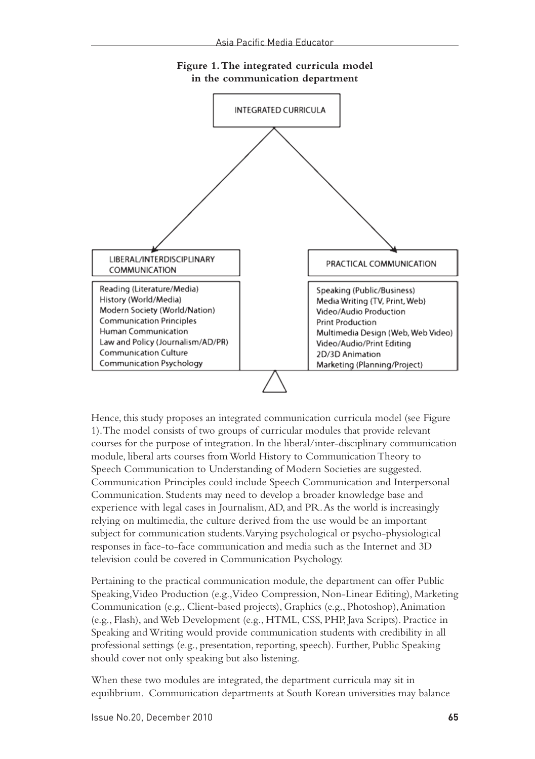**Figure 1. The integrated curricula model in the communication department**

INTEGRATED CURRICULA

| LIBERAL/INTERDISCIPLINARY COMMUNICATION | PRACTICAL COMMUNICATION |
|---|---|
| Reading (Literature/Media) | Speaking (Public/Business) |
| History (World/Media) | Media Writing (TV, Print, Web) |
| Modern Society (World/Nation) | Video/Audio Production |
| Communication Principles | Print Production |
| Human Communication | Multimedia Design (Web, Web Video) |
| Law and Policy (Journalism/AD/PR) | Video/Audio/Print Editing |
| Communication Culture | 2D/3D Animation |
| Communication Psychology | Marketing (Planning/Project) |

Hence, this study proposes an integrated communication curricula model (see Figure 1). The model consists of two groups of curricular modules that provide relevant courses for the purpose of integration. In the liberal/inter-disciplinary communication module, liberal arts courses from World History to Communication Theory to Speech Communication to Understanding of Modern Societies are suggested. Communication Principles could include Speech Communication and Interpersonal Communication. Students may need to develop a broader knowledge base and experience with legal cases in Journalism, AD, and PR. As the world is increasingly relying on multimedia, the culture derived from the use would be an important subject for communication students. Varying psychological or psycho-physiological responses in face-to-face communication and media such as the Internet and 3D television could be covered in Communication Psychology.

Pertaining to the practical communication module, the department can offer Public Speaking, Video Production (e.g., Video Compression, Non-Linear Editing), Marketing Communication (e.g., Client-based projects), Graphics (e.g., Photoshop), Animation (e.g., Flash), and Web Development (e.g., HTML, CSS, PHP, Java Scripts). Practice in Speaking and Writing would provide communication students with credibility in all professional settings (e.g., presentation, reporting, speech). Further, Public Speaking should cover not only speaking but also listening.

When these two modules are integrated, the department curricula may sit in equilibrium. Communication departments at South Korean universities may balance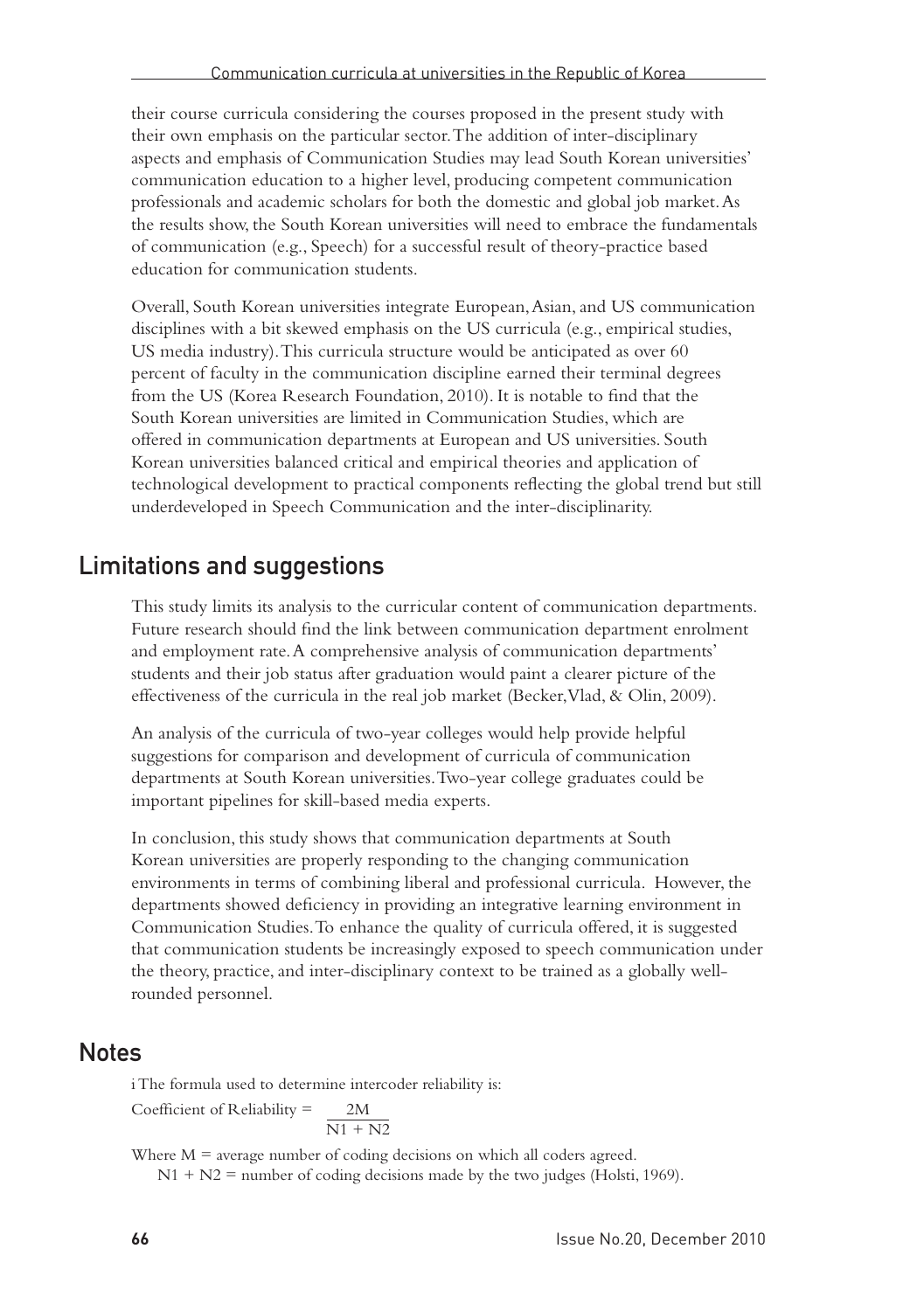their course curricula considering the courses proposed in the present study with their own emphasis on the particular sector. The addition of inter-disciplinary aspects and emphasis of Communication Studies may lead South Korean universities' communication education to a higher level, producing competent communication professionals and academic scholars for both the domestic and global job market. As the results show, the South Korean universities will need to embrace the fundamentals of communication (e.g., Speech) for a successful result of theory-practice based education for communication students.

Overall, South Korean universities integrate European, Asian, and US communication disciplines with a bit skewed emphasis on the US curricula (e.g., empirical studies, US media industry). This curricula structure would be anticipated as over 60 percent of faculty in the communication discipline earned their terminal degrees from the US (Korea Research Foundation, 2010). It is notable to find that the South Korean universities are limited in Communication Studies, which are offered in communication departments at European and US universities. South Korean universities balanced critical and empirical theories and application of technological development to practical components reflecting the global trend but still underdeveloped in Speech Communication and the inter-disciplinarity.

## Limitations and suggestions

This study limits its analysis to the curricular content of communication departments. Future research should find the link between communication department enrolment and employment rate. A comprehensive analysis of communication departments' students and their job status after graduation would paint a clearer picture of the effectiveness of the curricula in the real job market (Becker, Vlad, & Olin, 2009).

An analysis of the curricula of two-year colleges would help provide helpful suggestions for comparison and development of curricula of communication departments at South Korean universities. Two-year college graduates could be important pipelines for skill-based media experts.

In conclusion, this study shows that communication departments at South Korean universities are properly responding to the changing communication environments in terms of combining liberal and professional curricula. However, the departments showed deficiency in providing an integrative learning environment in Communication Studies. To enhance the quality of curricula offered, it is suggested that communication students be increasingly exposed to speech communication under the theory, practice, and inter-disciplinary context to be trained as a globally well-rounded personnel.

## Notes

i The formula used to determine intercoder reliability is:

$$\text{Coefficient of Reliability} = \frac{2M}{N1 + N2}$$

Where M = average number of coding decisions on which all coders agreed.

N1 + N2 = number of coding decisions made by the two judges (Holsti, 1969).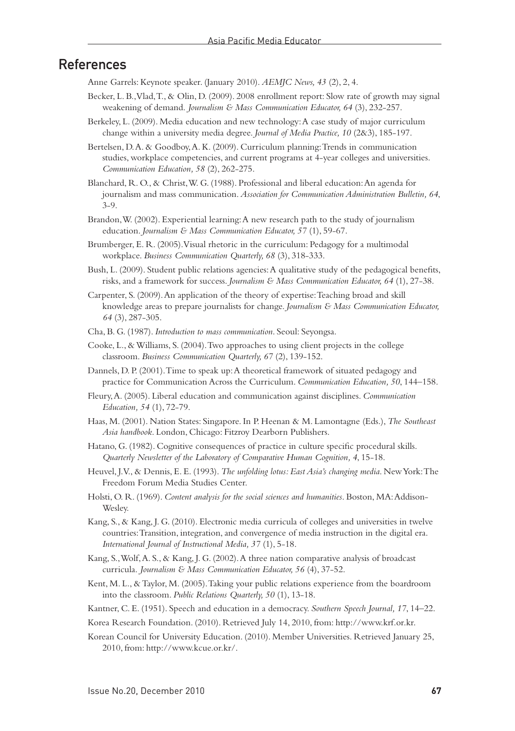## References

Anne Garrels: Keynote speaker. (January 2010). *AEMJC News, 43* (2), 2, 4.

Becker, L. B., Vlad, T., & Olin, D. (2009). 2008 enrollment report: Slow rate of growth may signal weakening of demand. *Journalism & Mass Communication Educator, 64* (3), 232-257.

Berkeley, L. (2009). Media education and new technology: A case study of major curriculum change within a university media degree. *Journal of Media Practice, 10* (2&3), 185-197.

Bertelsen, D. A. & Goodboy, A. K. (2009). Curriculum planning: Trends in communication studies, workplace competencies, and current programs at 4-year colleges and universities. *Communication Education, 58* (2), 262-275.

Blanchard, R. O., & Christ, W. G. (1988). Professional and liberal education: An agenda for journalism and mass communication. *Association for Communication Administration Bulletin, 64*, 3-9.

Brandon, W. (2002). Experiential learning: A new research path to the study of journalism education. *Journalism & Mass Communication Educator, 57* (1), 59-67.

Brumberger, E. R. (2005). Visual rhetoric in the curriculum: Pedagogy for a multimodal workplace. *Business Communication Quarterly, 68* (3), 318-333.

Bush, L. (2009). Student public relations agencies: A qualitative study of the pedagogical benefits, risks, and a framework for success. *Journalism & Mass Communication Educator, 64* (1), 27-38.

Carpenter, S. (2009). An application of the theory of expertise: Teaching broad and skill knowledge areas to prepare journalists for change. *Journalism & Mass Communication Educator, 64* (3), 287-305.

Cha, B. G. (1987). *Introduction to mass communication*. Seoul: Seyongsa.

Cooke, L., & Williams, S. (2004). Two approaches to using client projects in the college classroom. *Business Communication Quarterly, 67* (2), 139-152.

Dannels, D. P. (2001). Time to speak up: A theoretical framework of situated pedagogy and practice for Communication Across the Curriculum. *Communication Education, 50*, 144–158.

Fleury, A. (2005). Liberal education and communication against disciplines. *Communication Education, 54* (1), 72-79.

Haas, M. (2001). Nation States: Singapore. In P. Heenan & M. Lamontagne (Eds.), *The Southeast Asia handbook*. London, Chicago: Fitzroy Dearborn Publishers.

Hatano, G. (1982). Cognitive consequences of practice in culture specific procedural skills. *Quarterly Newsletter of the Laboratory of Comparative Human Cognition, 4*, 15-18.

Heuvel, J. V., & Dennis, E. E. (1993). *The unfolding lotus: East Asia's changing media*. New York: The Freedom Forum Media Studies Center.

Holsti, O. R. (1969). *Content analysis for the social sciences and humanities*. Boston, MA: Addison-Wesley.

Kang, S., & Kang, J. G. (2010). Electronic media curricula of colleges and universities in twelve countries: Transition, integration, and convergence of media instruction in the digital era. *International Journal of Instructional Media, 37* (1), 5-18.

Kang, S., Wolf, A. S., & Kang, J. G. (2002). A three nation comparative analysis of broadcast curricula. *Journalism & Mass Communication Educator, 56* (4), 37-52.

Kent, M. L., & Taylor, M. (2005). Taking your public relations experience from the boardroom into the classroom. *Public Relations Quarterly, 50* (1), 13-18.

Kantner, C. E. (1951). Speech and education in a democracy. *Southern Speech Journal, 17*, 14–22.

Korea Research Foundation. (2010). Retrieved July 14, 2010, from: http://www.krf.or.kr.

Korean Council for University Education. (2010). Member Universities. Retrieved January 25, 2010, from: http://www.kcue.or.kr/.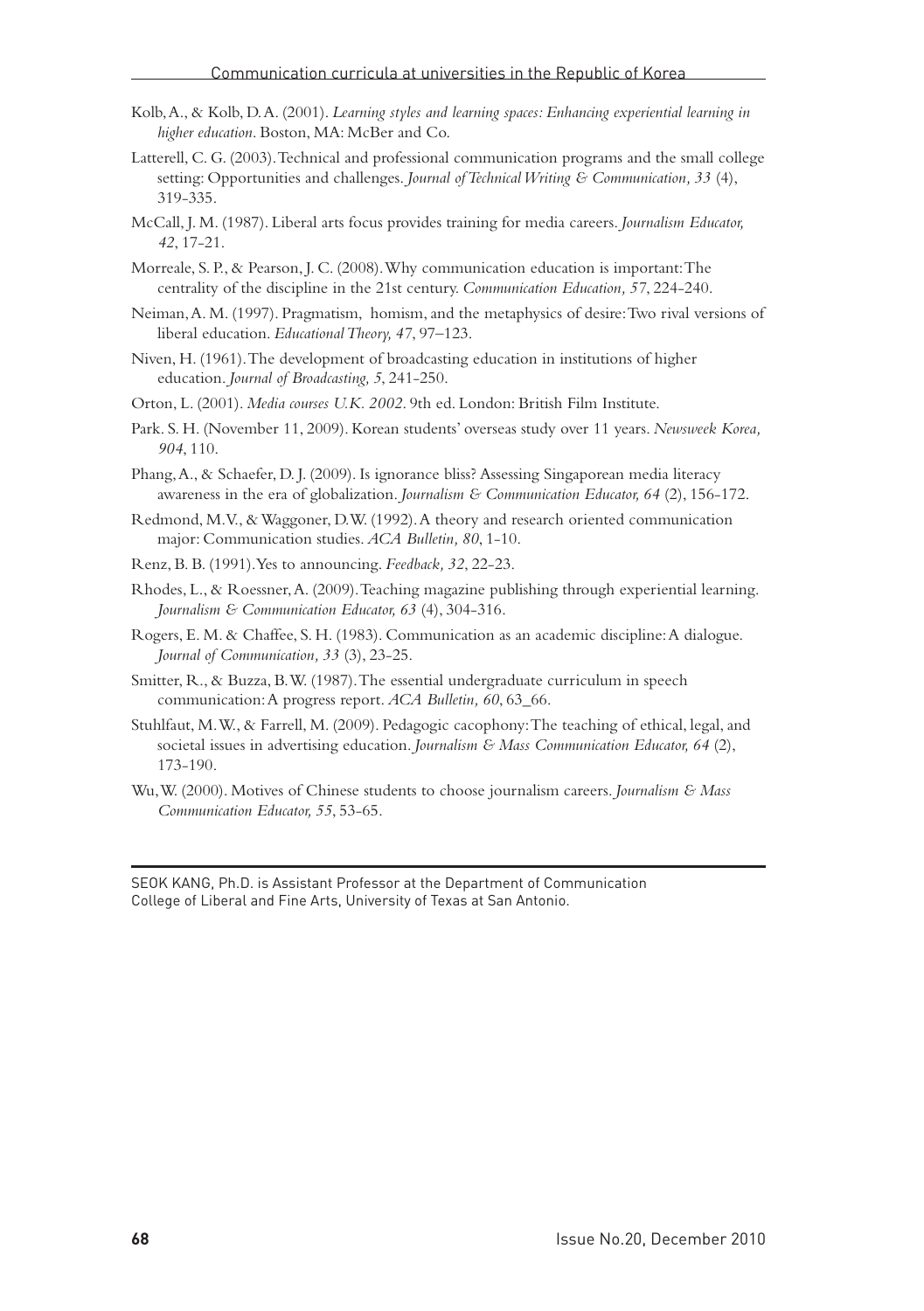Kolb, A., & Kolb, D. A. (2001). *Learning styles and learning spaces: Enhancing experiential learning in higher education*. Boston, MA: McBer and Co.

Latterell, C. G. (2003). Technical and professional communication programs and the small college setting: Opportunities and challenges. *Journal of Technical Writing & Communication, 33* (4), 319-335.

McCall, J. M. (1987). Liberal arts focus provides training for media careers. *Journalism Educator, 42*, 17-21.

Morreale, S. P., & Pearson, J. C. (2008). Why communication education is important: The centrality of the discipline in the 21st century. *Communication Education, 57*, 224-240.

Neiman, A. M. (1997). Pragmatism, homism, and the metaphysics of desire: Two rival versions of liberal education. *Educational Theory, 47*, 97–123.

Niven, H. (1961). The development of broadcasting education in institutions of higher education. *Journal of Broadcasting, 5*, 241-250.

Orton, L. (2001). *Media courses U.K. 2002*. 9th ed. London: British Film Institute.

Park. S. H. (November 11, 2009). Korean students' overseas study over 11 years. *Newsweek Korea, 904*, 110.

Phang, A., & Schaefer, D. J. (2009). Is ignorance bliss? Assessing Singaporean media literacy awareness in the era of globalization. *Journalism & Communication Educator, 64* (2), 156-172.

Redmond, M.V., & Waggoner, D.W. (1992). A theory and research oriented communication major: Communication studies. *ACA Bulletin, 80*, 1-10.

Renz, B. B. (1991). Yes to announcing. *Feedback, 32*, 22-23.

Rhodes, L., & Roessner, A. (2009). Teaching magazine publishing through experiential learning. *Journalism & Communication Educator, 63* (4), 304-316.

Rogers, E. M. & Chaffee, S. H. (1983). Communication as an academic discipline: A dialogue. *Journal of Communication, 33* (3), 23-25.

Smitter, R., & Buzza, B.W. (1987). The essential undergraduate curriculum in speech communication: A progress report. *ACA Bulletin, 60*, 63_66.

Stuhlfaut, M.W., & Farrell, M. (2009). Pedagogic cacophony: The teaching of ethical, legal, and societal issues in advertising education. *Journalism & Mass Communication Educator, 64* (2), 173-190.

Wu, W. (2000). Motives of Chinese students to choose journalism careers. *Journalism & Mass Communication Educator, 55*, 53-65.

---

SEOK KANG, Ph.D. is Assistant Professor at the Department of Communication College of Liberal and Fine Arts, University of Texas at San Antonio.